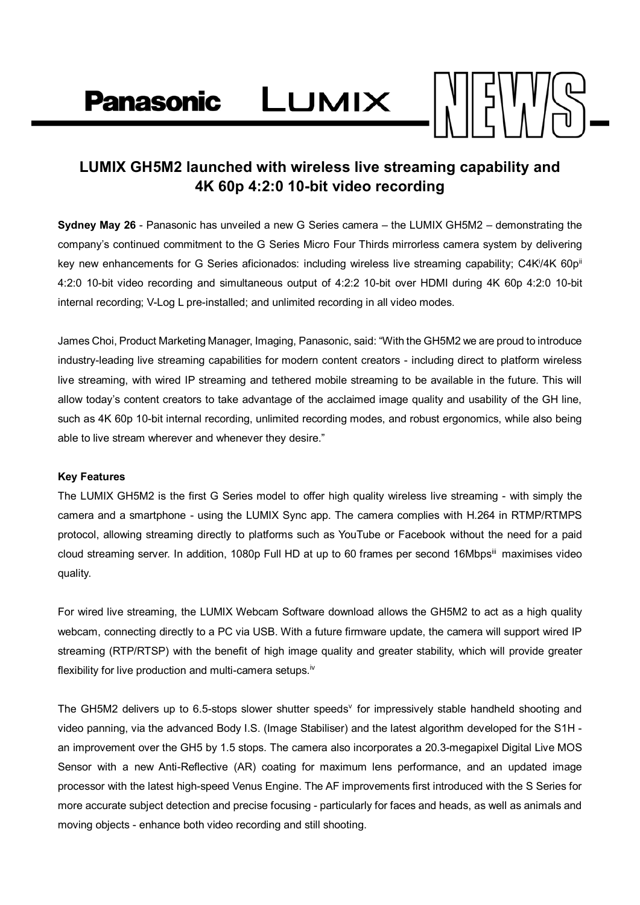Panasonic LUMIX NEWS

# LUMIX GH5M2 launched with wireless live streaming capability and 4K 60p 4:2:0 10-bit video recording

**Sydney May 26** - Panasonic has unveiled a new G Series camera – the LUMIX GH5M2 – demonstrating the company's continued commitment to the G Series Micro Four Thirds mirrorless camera system by delivering key new enhancements for G Series aficionados: including wireless live streaming capability; C4K[i]/4K 60p[ii] 4:2:0 10-bit video recording and simultaneous output of 4:2:2 10-bit over HDMI during 4K 60p 4:2:0 10-bit internal recording; V-Log L pre-installed; and unlimited recording in all video modes.

James Choi, Product Marketing Manager, Imaging, Panasonic, said: "With the GH5M2 we are proud to introduce industry-leading live streaming capabilities for modern content creators - including direct to platform wireless live streaming, with wired IP streaming and tethered mobile streaming to be available in the future. This will allow today's content creators to take advantage of the acclaimed image quality and usability of the GH line, such as 4K 60p 10-bit internal recording, unlimited recording modes, and robust ergonomics, while also being able to live stream wherever and whenever they desire."

**Key Features**

The LUMIX GH5M2 is the first G Series model to offer high quality wireless live streaming - with simply the camera and a smartphone - using the LUMIX Sync app. The camera complies with H.264 in RTMP/RTMPS protocol, allowing streaming directly to platforms such as YouTube or Facebook without the need for a paid cloud streaming server. In addition, 1080p Full HD at up to 60 frames per second 16Mbps[iii] maximises video quality.

For wired live streaming, the LUMIX Webcam Software download allows the GH5M2 to act as a high quality webcam, connecting directly to a PC via USB. With a future firmware update, the camera will support wired IP streaming (RTP/RTSP) with the benefit of high image quality and greater stability, which will provide greater flexibility for live production and multi-camera setups.[iv]

The GH5M2 delivers up to 6.5-stops slower shutter speeds[v] for impressively stable handheld shooting and video panning, via the advanced Body I.S. (Image Stabiliser) and the latest algorithm developed for the S1H - an improvement over the GH5 by 1.5 stops. The camera also incorporates a 20.3-megapixel Digital Live MOS Sensor with a new Anti-Reflective (AR) coating for maximum lens performance, and an updated image processor with the latest high-speed Venus Engine. The AF improvements first introduced with the S Series for more accurate subject detection and precise focusing - particularly for faces and heads, as well as animals and moving objects - enhance both video recording and still shooting.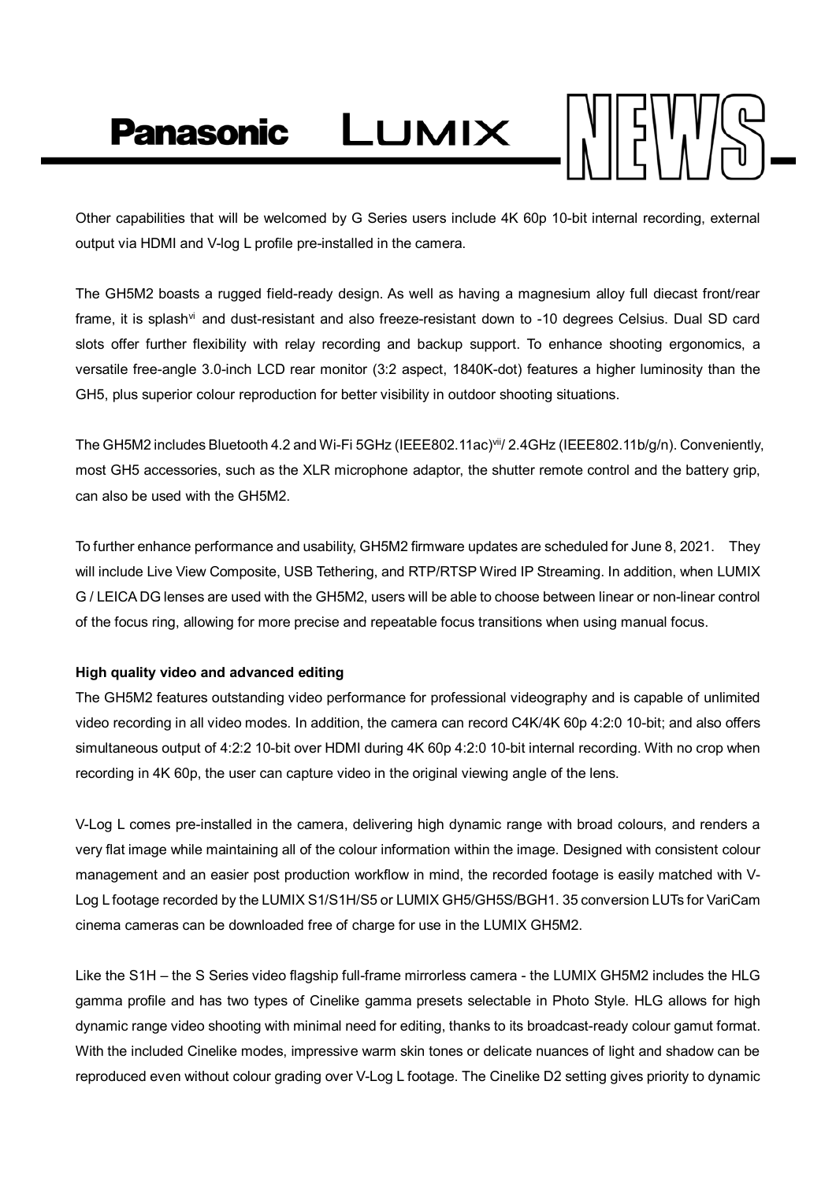Other capabilities that will be welcomed by G Series users include 4K 60p 10-bit internal recording, external output via HDMI and V-log L profile pre-installed in the camera.

The GH5M2 boasts a rugged field-ready design. As well as having a magnesium alloy full diecast front/rear frame, it is splash[vi] and dust-resistant and also freeze-resistant down to -10 degrees Celsius. Dual SD card slots offer further flexibility with relay recording and backup support. To enhance shooting ergonomics, a versatile free-angle 3.0-inch LCD rear monitor (3:2 aspect, 1840K-dot) features a higher luminosity than the GH5, plus superior colour reproduction for better visibility in outdoor shooting situations.

The GH5M2 includes Bluetooth 4.2 and Wi-Fi 5GHz (IEEE802.11ac)[vii]/ 2.4GHz (IEEE802.11b/g/n). Conveniently, most GH5 accessories, such as the XLR microphone adaptor, the shutter remote control and the battery grip, can also be used with the GH5M2.

To further enhance performance and usability, GH5M2 firmware updates are scheduled for June 8, 2021. They will include Live View Composite, USB Tethering, and RTP/RTSP Wired IP Streaming. In addition, when LUMIX G / LEICA DG lenses are used with the GH5M2, users will be able to choose between linear or non-linear control of the focus ring, allowing for more precise and repeatable focus transitions when using manual focus.

**High quality video and advanced editing**

The GH5M2 features outstanding video performance for professional videography and is capable of unlimited video recording in all video modes. In addition, the camera can record C4K/4K 60p 4:2:0 10-bit; and also offers simultaneous output of 4:2:2 10-bit over HDMI during 4K 60p 4:2:0 10-bit internal recording. With no crop when recording in 4K 60p, the user can capture video in the original viewing angle of the lens.

V-Log L comes pre-installed in the camera, delivering high dynamic range with broad colours, and renders a very flat image while maintaining all of the colour information within the image. Designed with consistent colour management and an easier post production workflow in mind, the recorded footage is easily matched with V-Log L footage recorded by the LUMIX S1/S1H/S5 or LUMIX GH5/GH5S/BGH1. 35 conversion LUTs for VariCam cinema cameras can be downloaded free of charge for use in the LUMIX GH5M2.

Like the S1H – the S Series video flagship full-frame mirrorless camera - the LUMIX GH5M2 includes the HLG gamma profile and has two types of Cinelike gamma presets selectable in Photo Style. HLG allows for high dynamic range video shooting with minimal need for editing, thanks to its broadcast-ready colour gamut format. With the included Cinelike modes, impressive warm skin tones or delicate nuances of light and shadow can be reproduced even without colour grading over V-Log L footage. The Cinelike D2 setting gives priority to dynamic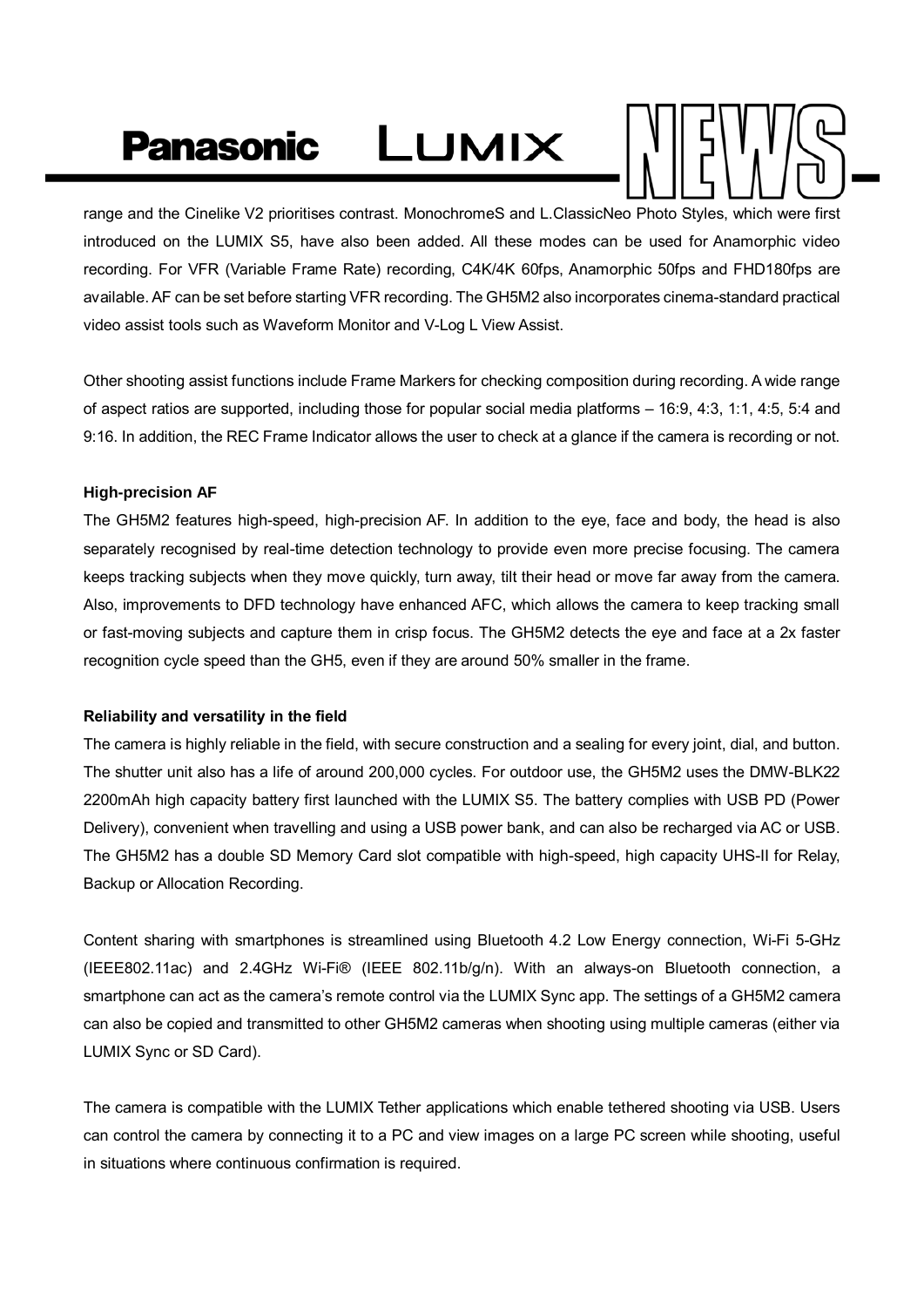range and the Cinelike V2 prioritises contrast. MonochromeS and L.ClassicNeo Photo Styles, which were first introduced on the LUMIX S5, have also been added. All these modes can be used for Anamorphic video recording. For VFR (Variable Frame Rate) recording, C4K/4K 60fps, Anamorphic 50fps and FHD180fps are available. AF can be set before starting VFR recording. The GH5M2 also incorporates cinema-standard practical video assist tools such as Waveform Monitor and V-Log L View Assist.

Other shooting assist functions include Frame Markers for checking composition during recording. A wide range of aspect ratios are supported, including those for popular social media platforms – 16:9, 4:3, 1:1, 4:5, 5:4 and 9:16. In addition, the REC Frame Indicator allows the user to check at a glance if the camera is recording or not.

**High-precision AF**

The GH5M2 features high-speed, high-precision AF. In addition to the eye, face and body, the head is also separately recognised by real-time detection technology to provide even more precise focusing. The camera keeps tracking subjects when they move quickly, turn away, tilt their head or move far away from the camera. Also, improvements to DFD technology have enhanced AFC, which allows the camera to keep tracking small or fast-moving subjects and capture them in crisp focus. The GH5M2 detects the eye and face at a 2x faster recognition cycle speed than the GH5, even if they are around 50% smaller in the frame.

**Reliability and versatility in the field**

The camera is highly reliable in the field, with secure construction and a sealing for every joint, dial, and button. The shutter unit also has a life of around 200,000 cycles. For outdoor use, the GH5M2 uses the DMW-BLK22 2200mAh high capacity battery first launched with the LUMIX S5. The battery complies with USB PD (Power Delivery), convenient when travelling and using a USB power bank, and can also be recharged via AC or USB. The GH5M2 has a double SD Memory Card slot compatible with high-speed, high capacity UHS-II for Relay, Backup or Allocation Recording.

Content sharing with smartphones is streamlined using Bluetooth 4.2 Low Energy connection, Wi-Fi 5-GHz (IEEE802.11ac) and 2.4GHz Wi-Fi® (IEEE 802.11b/g/n). With an always-on Bluetooth connection, a smartphone can act as the camera's remote control via the LUMIX Sync app. The settings of a GH5M2 camera can also be copied and transmitted to other GH5M2 cameras when shooting using multiple cameras (either via LUMIX Sync or SD Card).

The camera is compatible with the LUMIX Tether applications which enable tethered shooting via USB. Users can control the camera by connecting it to a PC and view images on a large PC screen while shooting, useful in situations where continuous confirmation is required.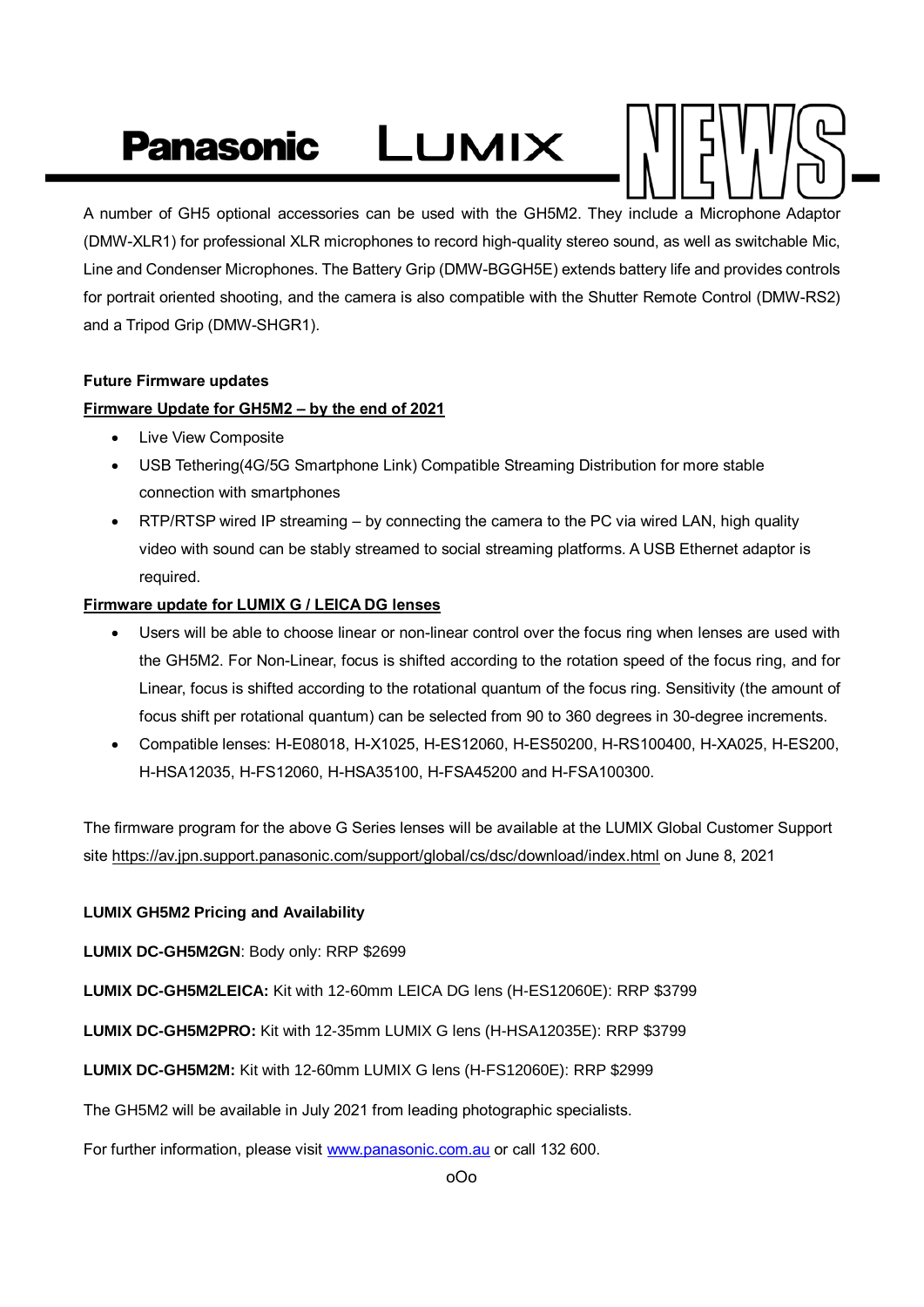A number of GH5 optional accessories can be used with the GH5M2. They include a Microphone Adaptor (DMW-XLR1) for professional XLR microphones to record high-quality stereo sound, as well as switchable Mic, Line and Condenser Microphones. The Battery Grip (DMW-BGGH5E) extends battery life and provides controls for portrait oriented shooting, and the camera is also compatible with the Shutter Remote Control (DMW-RS2) and a Tripod Grip (DMW-SHGR1).

**Future Firmware updates**

**Firmware Update for GH5M2 – by the end of 2021**

- Live View Composite
- USB Tethering(4G/5G Smartphone Link) Compatible Streaming Distribution for more stable connection with smartphones
- RTP/RTSP wired IP streaming – by connecting the camera to the PC via wired LAN, high quality video with sound can be stably streamed to social streaming platforms. A USB Ethernet adaptor is required.

**Firmware update for LUMIX G / LEICA DG lenses**

- Users will be able to choose linear or non-linear control over the focus ring when lenses are used with the GH5M2. For Non-Linear, focus is shifted according to the rotation speed of the focus ring, and for Linear, focus is shifted according to the rotational quantum of the focus ring. Sensitivity (the amount of focus shift per rotational quantum) can be selected from 90 to 360 degrees in 30-degree increments.
- Compatible lenses: H-E08018, H-X1025, H-ES12060, H-ES50200, H-RS100400, H-XA025, H-ES200, H-HSA12035, H-FS12060, H-HSA35100, H-FSA45200 and H-FSA100300.

The firmware program for the above G Series lenses will be available at the LUMIX Global Customer Support site https://av.jpn.support.panasonic.com/support/global/cs/dsc/download/index.html on June 8, 2021

**LUMIX GH5M2 Pricing and Availability**

**LUMIX DC-GH5M2GN**: Body only: RRP $2699

**LUMIX DC-GH5M2LEICA:** Kit with 12-60mm LEICA DG lens (H-ES12060E): RRP $3799

**LUMIX DC-GH5M2PRO:** Kit with 12-35mm LUMIX G lens (H-HSA12035E): RRP $3799

**LUMIX DC-GH5M2M:** Kit with 12-60mm LUMIX G lens (H-FS12060E): RRP $2999

The GH5M2 will be available in July 2021 from leading photographic specialists.

For further information, please visit www.panasonic.com.au or call 132 600.

oOo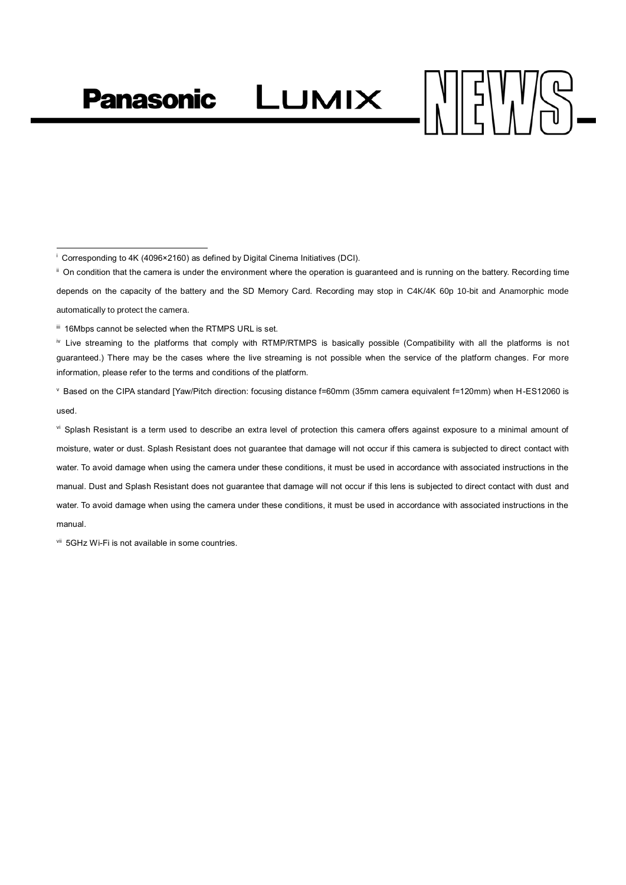[i] Corresponding to 4K (4096×2160) as defined by Digital Cinema Initiatives (DCI).

[ii] On condition that the camera is under the environment where the operation is guaranteed and is running on the battery. Recording time depends on the capacity of the battery and the SD Memory Card. Recording may stop in C4K/4K 60p 10-bit and Anamorphic mode automatically to protect the camera.

[iii] 16Mbps cannot be selected when the RTMPS URL is set.

[iv] Live streaming to the platforms that comply with RTMP/RTMPS is basically possible (Compatibility with all the platforms is not guaranteed.) There may be the cases where the live streaming is not possible when the service of the platform changes. For more information, please refer to the terms and conditions of the platform.

[v] Based on the CIPA standard [Yaw/Pitch direction: focusing distance f=60mm (35mm camera equivalent f=120mm) when H-ES12060 is used.

[vi] Splash Resistant is a term used to describe an extra level of protection this camera offers against exposure to a minimal amount of moisture, water or dust. Splash Resistant does not guarantee that damage will not occur if this camera is subjected to direct contact with water. To avoid damage when using the camera under these conditions, it must be used in accordance with associated instructions in the manual. Dust and Splash Resistant does not guarantee that damage will not occur if this lens is subjected to direct contact with dust and water. To avoid damage when using the camera under these conditions, it must be used in accordance with associated instructions in the manual.

[vii] 5GHz Wi-Fi is not available in some countries.